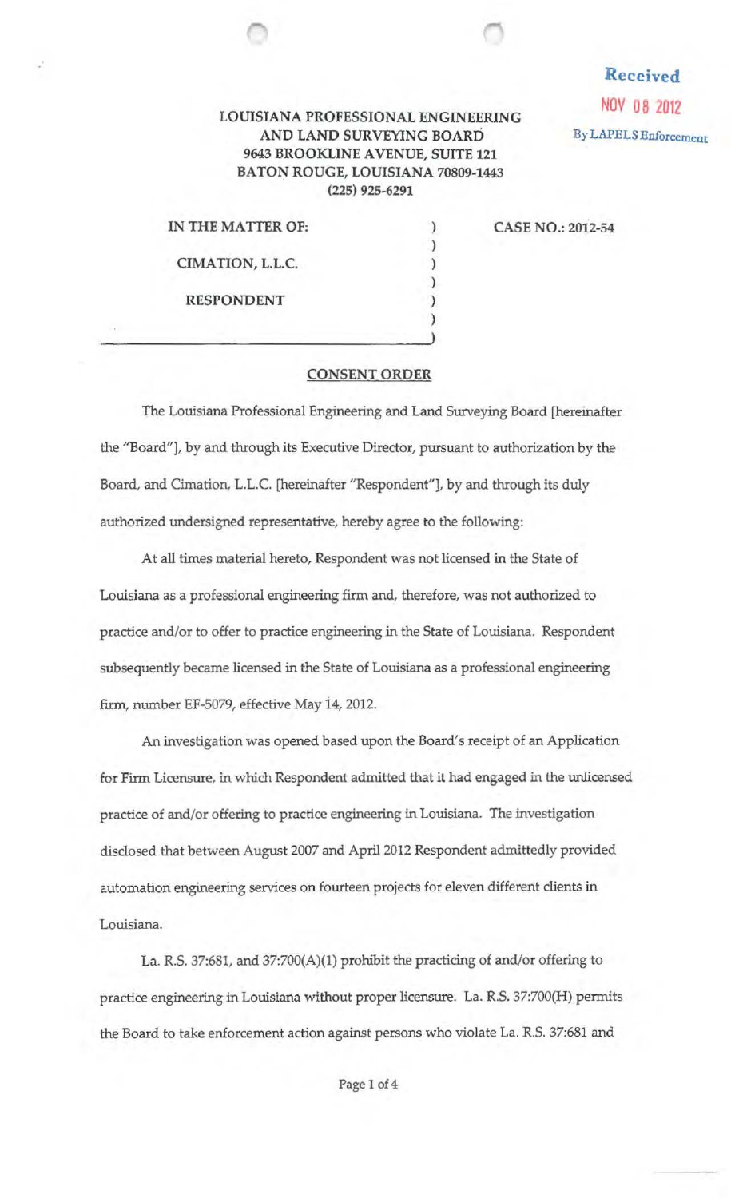**Received**
**NOV 08 2012**
By LAPELS Enforcement

**LOUISIANA PROFESSIONAL ENGINEERING AND LAND SURVEYING BOARD**
**9643 BROOKLINE AVENUE, SUITE 121**
**BATON ROUGE, LOUISIANA 70809-1443**
**(225) 925-6291**

| | | |
|---|---|---|
| **IN THE MATTER OF:** | ) | **CASE NO.: 2012-54** |
| | ) | |
| **CIMATION, L.L.C.** | ) | |
| | ) | |
| **RESPONDENT** | ) | |
| | ) | |

## CONSENT ORDER

The Louisiana Professional Engineering and Land Surveying Board [hereinafter the "Board"], by and through its Executive Director, pursuant to authorization by the Board, and Cimation, L.L.C. [hereinafter "Respondent"], by and through its duly authorized undersigned representative, hereby agree to the following:

At all times material hereto, Respondent was not licensed in the State of Louisiana as a professional engineering firm and, therefore, was not authorized to practice and/or to offer to practice engineering in the State of Louisiana. Respondent subsequently became licensed in the State of Louisiana as a professional engineering firm, number EF-5079, effective May 14, 2012.

An investigation was opened based upon the Board's receipt of an Application for Firm Licensure, in which Respondent admitted that it had engaged in the unlicensed practice of and/or offering to practice engineering in Louisiana. The investigation disclosed that between August 2007 and April 2012 Respondent admittedly provided automation engineering services on fourteen projects for eleven different clients in Louisiana.

La. R.S. 37:681, and 37:700(A)(1) prohibit the practicing of and/or offering to practice engineering in Louisiana without proper licensure. La. R.S. 37:700(H) permits the Board to take enforcement action against persons who violate La. R.S. 37:681 and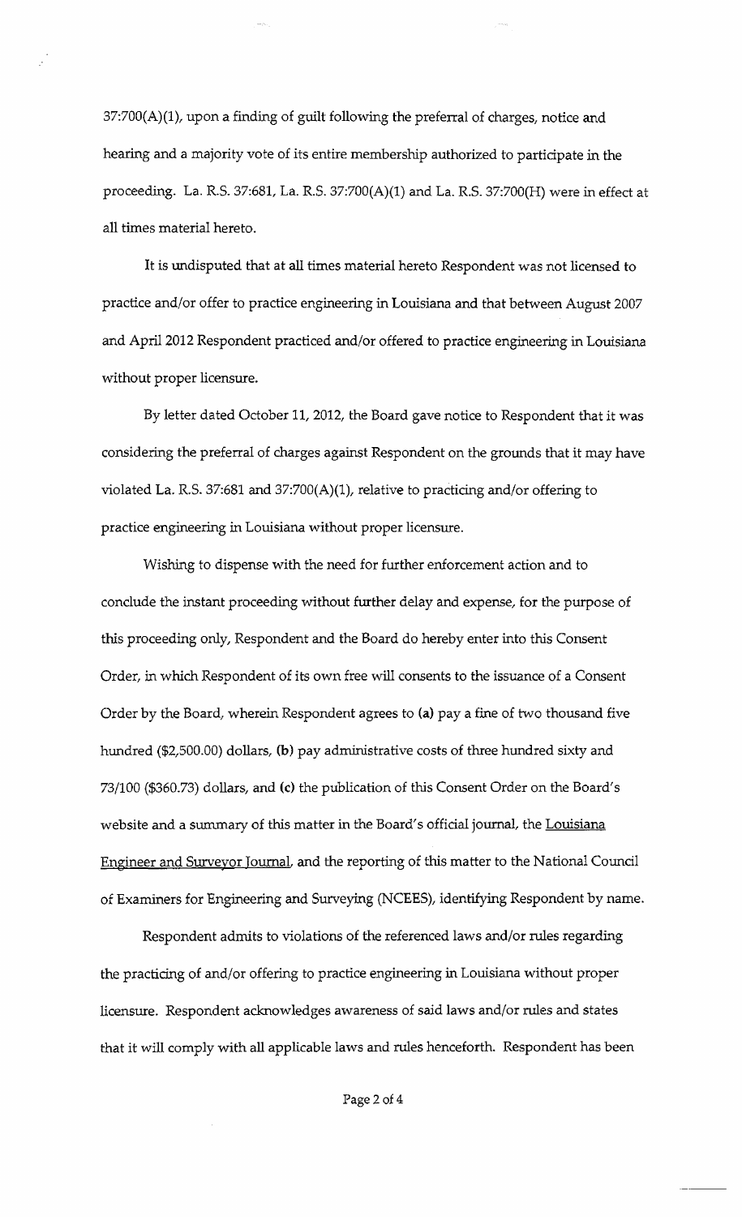37:700(A)(1), upon a finding of guilt following the preferral of charges, notice and hearing and a majority vote of its entire membership authorized to participate in the proceeding. La. R.S. 37:681, La. R.S. 37:700(A)(1) and La. R.S. 37:700(H) were in effect at all times material hereto.

It is undisputed that at all times material hereto Respondent was not licensed to practice and/or offer to practice engineering in Louisiana and that between August 2007 and April 2012 Respondent practiced and/or offered to practice engineering in Louisiana without proper licensure.

By letter dated October 11, 2012, the Board gave notice to Respondent that it was considering the preferral of charges against Respondent on the grounds that it may have violated La. R.S. 37:681 and 37:700(A)(1), relative to practicing and/or offering to practice engineering in Louisiana without proper licensure.

Wishing to dispense with the need for further enforcement action and to conclude the instant proceeding without further delay and expense, for the purpose of this proceeding only, Respondent and the Board do hereby enter into this Consent Order, in which Respondent of its own free will consents to the issuance of a Consent Order by the Board, wherein Respondent agrees to **(a)** pay a fine of two thousand five hundred ($2,500.00) dollars, **(b)** pay administrative costs of three hundred sixty and 73/100 ($360.73) dollars, and **(c)** the publication of this Consent Order on the Board's website and a summary of this matter in the Board's official journal, the Louisiana Engineer and Surveyor Journal, and the reporting of this matter to the National Council of Examiners for Engineering and Surveying (NCEES), identifying Respondent by name.

Respondent admits to violations of the referenced laws and/or rules regarding the practicing of and/or offering to practice engineering in Louisiana without proper licensure. Respondent acknowledges awareness of said laws and/or rules and states that it will comply with all applicable laws and rules henceforth. Respondent has been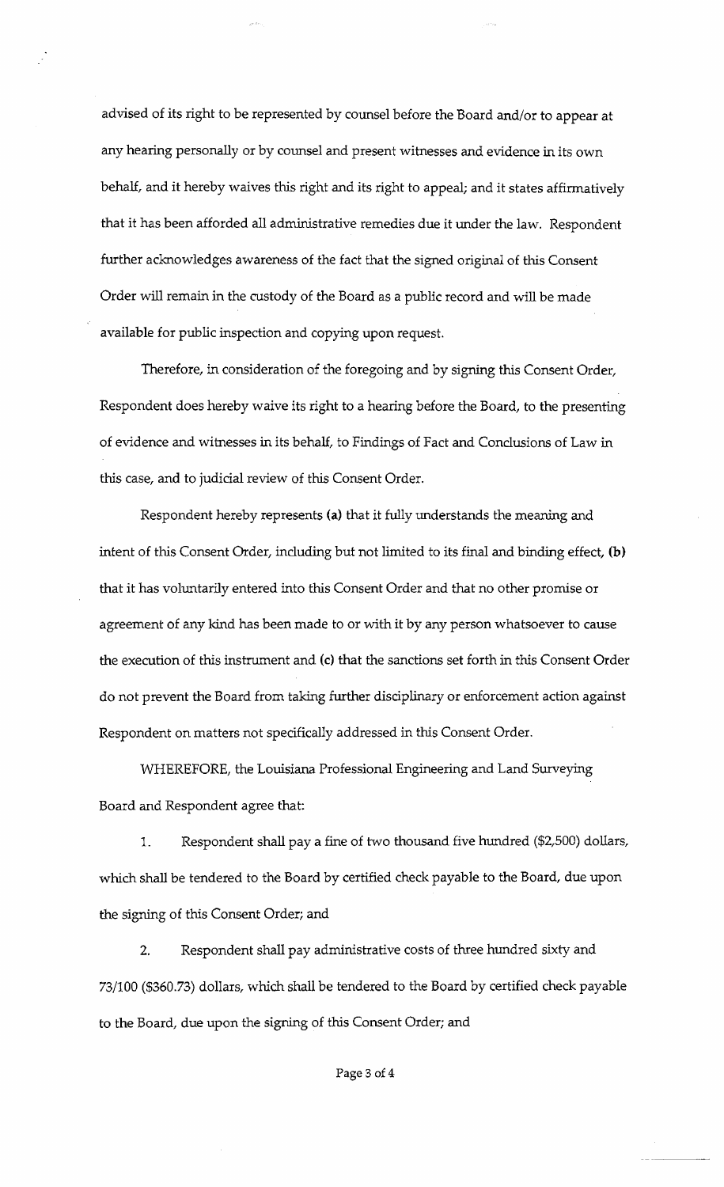advised of its right to be represented by counsel before the Board and/or to appear at any hearing personally or by counsel and present witnesses and evidence in its own behalf, and it hereby waives this right and its right to appeal; and it states affirmatively that it has been afforded all administrative remedies due it under the law. Respondent further acknowledges awareness of the fact that the signed original of this Consent Order will remain in the custody of the Board as a public record and will be made available for public inspection and copying upon request.

Therefore, in consideration of the foregoing and by signing this Consent Order, Respondent does hereby waive its right to a hearing before the Board, to the presenting of evidence and witnesses in its behalf, to Findings of Fact and Conclusions of Law in this case, and to judicial review of this Consent Order.

Respondent hereby represents **(a)** that it fully understands the meaning and intent of this Consent Order, including but not limited to its final and binding effect, **(b)** that it has voluntarily entered into this Consent Order and that no other promise or agreement of any kind has been made to or with it by any person whatsoever to cause the execution of this instrument and **(c)** that the sanctions set forth in this Consent Order do not prevent the Board from taking further disciplinary or enforcement action against Respondent on matters not specifically addressed in this Consent Order.

WHEREFORE, the Louisiana Professional Engineering and Land Surveying Board and Respondent agree that:

1. Respondent shall pay a fine of two thousand five hundred ($2,500) dollars, which shall be tendered to the Board by certified check payable to the Board, due upon the signing of this Consent Order; and

2. Respondent shall pay administrative costs of three hundred sixty and 73/100 ($360.73) dollars, which shall be tendered to the Board by certified check payable to the Board, due upon the signing of this Consent Order; and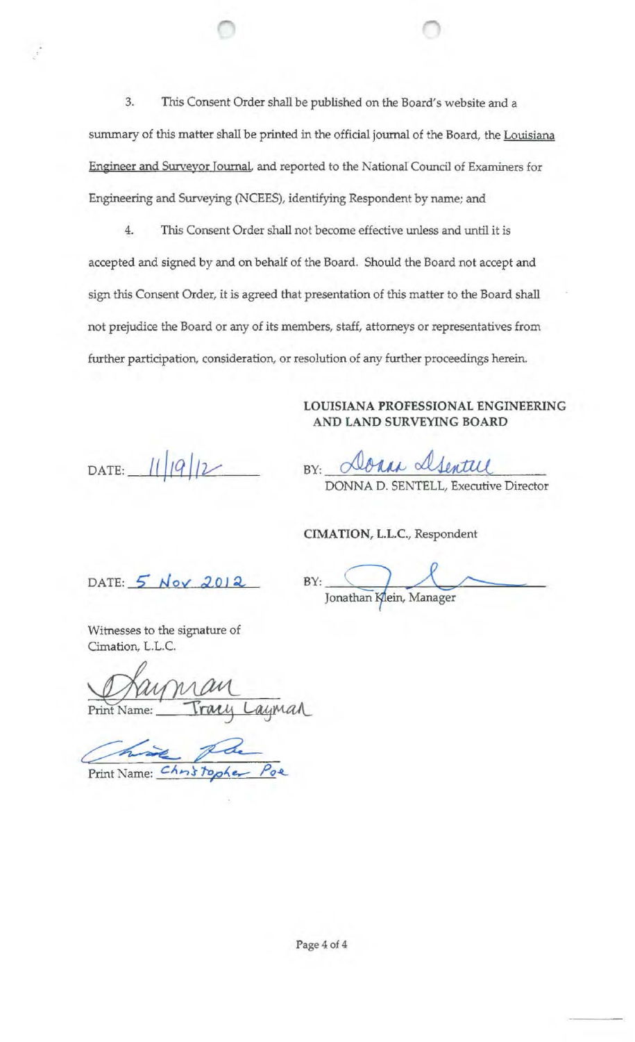3. This Consent Order shall be published on the Board's website and a summary of this matter shall be printed in the official journal of the Board, the Louisiana Engineer and Surveyor Journal, and reported to the National Council of Examiners for Engineering and Surveying (NCEES), identifying Respondent by name; and

4. This Consent Order shall not become effective unless and until it is accepted and signed by and on behalf of the Board. Should the Board not accept and sign this Consent Order, it is agreed that presentation of this matter to the Board shall not prejudice the Board or any of its members, staff, attorneys or representatives from further participation, consideration, or resolution of any further proceedings herein.

**LOUISIANA PROFESSIONAL ENGINEERING AND LAND SURVEYING BOARD**

DATE: 11/19/12

BY: Donna Sentell
DONNA D. SENTELL, Executive Director

**CIMATION, L.L.C.**, Respondent

DATE: 5 Nov 2012

BY: ____________________
Jonathan Klein, Manager

Witnesses to the signature of Cimation, L.L.C.

____________________
Print Name: Tracy Layman

____________________
Print Name: Christopher Poe